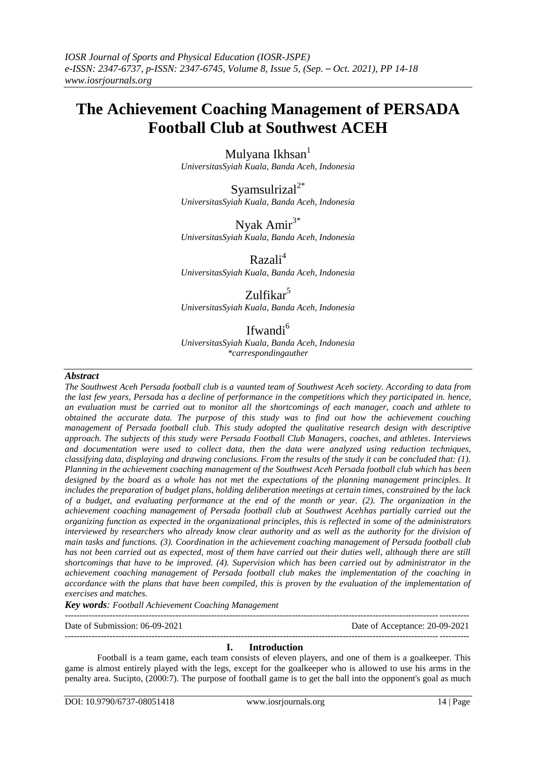# The Achievement Coaching Management of PERSADA Football Club at Southwest ACEH

Mulyana Ikhsan[1]
*UniversitasSyiah Kuala, Banda Aceh, Indonesia*

Syamsulrizal[2*]
*UniversitasSyiah Kuala, Banda Aceh, Indonesia*

Nyak Amir[3*]
*UniversitasSyiah Kuala, Banda Aceh, Indonesia*

Razali[4]
*UniversitasSyiah Kuala, Banda Aceh, Indonesia*

Zulfikar[5]
*UniversitasSyiah Kuala, Banda Aceh, Indonesia*

Ifwandi[6]
*UniversitasSyiah Kuala, Banda Aceh, Indonesia*
*\*carrespondingauther*

### *Abstract*

*The Southwest Aceh Persada football club is a vaunted team of Southwest Aceh society. According to data from the last few years, Persada has a decline of performance in the competitions which they participated in. hence, an evaluation must be carried out to monitor all the shortcomings of each manager, coach and athlete to obtained the accurate data. The purpose of this study was to find out how the achievement couching management of Persada football club. This study adopted the qualitative research design with descriptive approach. The subjects of this study were Persada Football Club Managers, coaches, and athletes. Interviews and documentation were used to collect data, then the data were analyzed using reduction techniques, classifying data, displaying and drawing conclusions. From the results of the study it can be concluded that: (1). Planning in the achievement coaching management of the Southwest Aceh Persada football club which has been designed by the board as a whole has not met the expectations of the planning management principles. It includes the preparation of budget plans, holding deliberation meetings at certain times, constrained by the lack of a budget, and evaluating performance at the end of the month or year. (2). The organization in the achievement coaching management of Persada football club at Southwest Acehhas partially carried out the organizing function as expected in the organizational principles, this is reflected in some of the administrators interviewed by researchers who already know clear authority and as well as the authority for the division of main tasks and functions. (3). Coordination in the achievement coaching management of Persada football club has not been carried out as expected, most of them have carried out their duties well, although there are still shortcomings that have to be improved. (4). Supervision which has been carried out by administrator in the achievement coaching management of Persada football club makes the implementation of the coaching in accordance with the plans that have been compiled, this is proven by the evaluation of the implementation of exercises and matches.*

***Key words**: Football Achievement Coaching Management*

---

Date of Submission: 06-09-2021 Date of Acceptance: 20-09-2021

---

## I. Introduction

Football is a team game, each team consists of eleven players, and one of them is a goalkeeper. This game is almost entirely played with the legs, except for the goalkeeper who is allowed to use his arms in the penalty area. Sucipto, (2000:7). The purpose of football game is to get the ball into the opponent's goal as much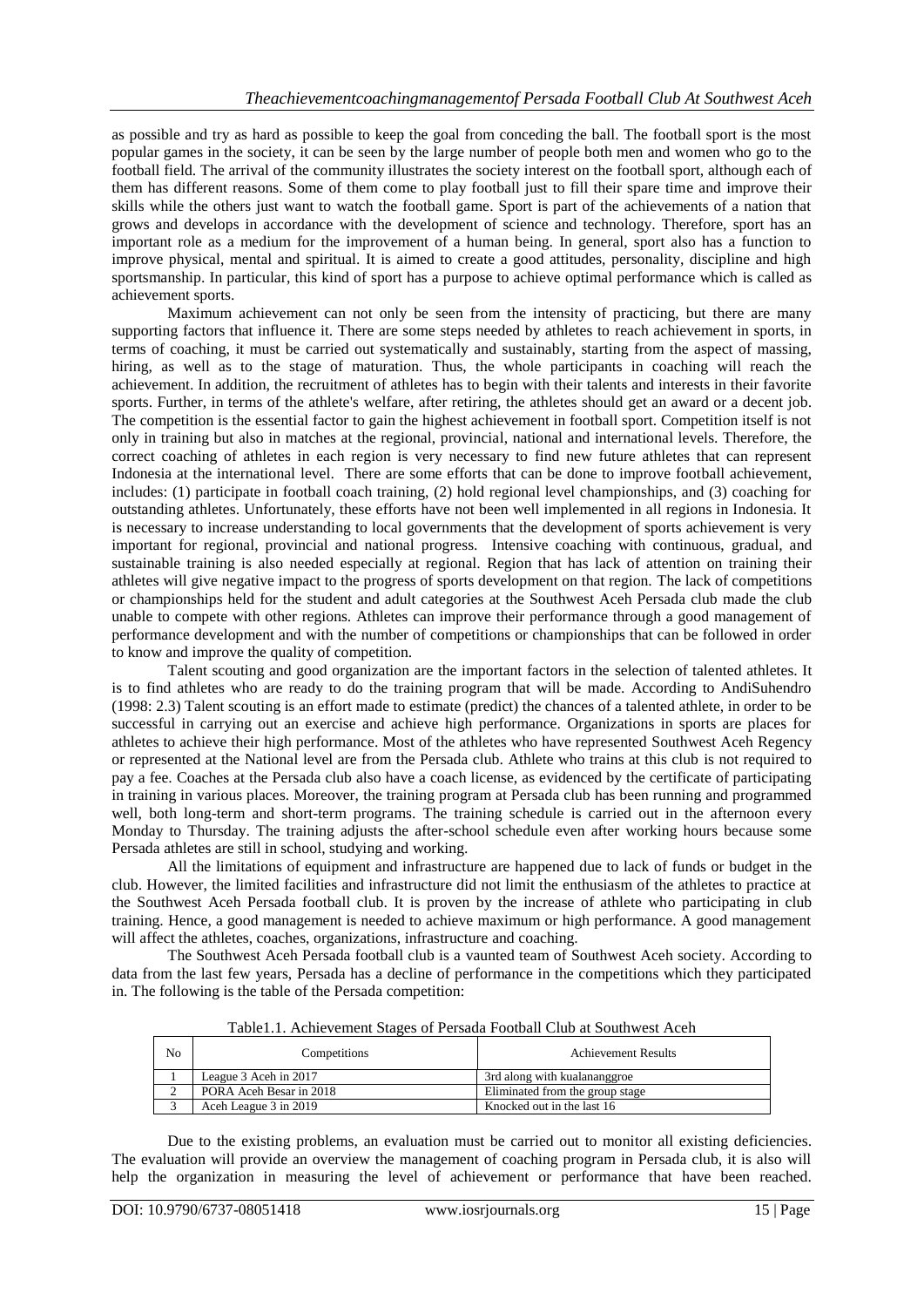as possible and try as hard as possible to keep the goal from conceding the ball. The football sport is the most popular games in the society, it can be seen by the large number of people both men and women who go to the football field. The arrival of the community illustrates the society interest on the football sport, although each of them has different reasons. Some of them come to play football just to fill their spare time and improve their skills while the others just want to watch the football game. Sport is part of the achievements of a nation that grows and develops in accordance with the development of science and technology. Therefore, sport has an important role as a medium for the improvement of a human being. In general, sport also has a function to improve physical, mental and spiritual. It is aimed to create a good attitudes, personality, discipline and high sportsmanship. In particular, this kind of sport has a purpose to achieve optimal performance which is called as achievement sports.

Maximum achievement can not only be seen from the intensity of practicing, but there are many supporting factors that influence it. There are some steps needed by athletes to reach achievement in sports, in terms of coaching, it must be carried out systematically and sustainably, starting from the aspect of massing, hiring, as well as to the stage of maturation. Thus, the whole participants in coaching will reach the achievement. In addition, the recruitment of athletes has to begin with their talents and interests in their favorite sports. Further, in terms of the athlete's welfare, after retiring, the athletes should get an award or a decent job. The competition is the essential factor to gain the highest achievement in football sport. Competition itself is not only in training but also in matches at the regional, provincial, national and international levels. Therefore, the correct coaching of athletes in each region is very necessary to find new future athletes that can represent Indonesia at the international level. There are some efforts that can be done to improve football achievement, includes: (1) participate in football coach training, (2) hold regional level championships, and (3) coaching for outstanding athletes. Unfortunately, these efforts have not been well implemented in all regions in Indonesia. It is necessary to increase understanding to local governments that the development of sports achievement is very important for regional, provincial and national progress. Intensive coaching with continuous, gradual, and sustainable training is also needed especially at regional. Region that has lack of attention on training their athletes will give negative impact to the progress of sports development on that region. The lack of competitions or championships held for the student and adult categories at the Southwest Aceh Persada club made the club unable to compete with other regions. Athletes can improve their performance through a good management of performance development and with the number of competitions or championships that can be followed in order to know and improve the quality of competition.

Talent scouting and good organization are the important factors in the selection of talented athletes. It is to find athletes who are ready to do the training program that will be made. According to AndiSuhendro (1998: 2.3) Talent scouting is an effort made to estimate (predict) the chances of a talented athlete, in order to be successful in carrying out an exercise and achieve high performance. Organizations in sports are places for athletes to achieve their high performance. Most of the athletes who have represented Southwest Aceh Regency or represented at the National level are from the Persada club. Athlete who trains at this club is not required to pay a fee. Coaches at the Persada club also have a coach license, as evidenced by the certificate of participating in training in various places. Moreover, the training program at Persada club has been running and programmed well, both long-term and short-term programs. The training schedule is carried out in the afternoon every Monday to Thursday. The training adjusts the after-school schedule even after working hours because some Persada athletes are still in school, studying and working.

All the limitations of equipment and infrastructure are happened due to lack of funds or budget in the club. However, the limited facilities and infrastructure did not limit the enthusiasm of the athletes to practice at the Southwest Aceh Persada football club. It is proven by the increase of athlete who participating in club training. Hence, a good management is needed to achieve maximum or high performance. A good management will affect the athletes, coaches, organizations, infrastructure and coaching.

The Southwest Aceh Persada football club is a vaunted team of Southwest Aceh society. According to data from the last few years, Persada has a decline of performance in the competitions which they participated in. The following is the table of the Persada competition:

Table1.1. Achievement Stages of Persada Football Club at Southwest Aceh

| No | Competitions | Achievement Results |
|---|---|---|
| 1 | League 3 Aceh in 2017 | 3rd along with kualananggroe |
| 2 | PORA Aceh Besar in 2018 | Eliminated from the group stage |
| 3 | Aceh League 3 in 2019 | Knocked out in the last 16 |

Due to the existing problems, an evaluation must be carried out to monitor all existing deficiencies. The evaluation will provide an overview the management of coaching program in Persada club, it is also will help the organization in measuring the level of achievement or performance that have been reached.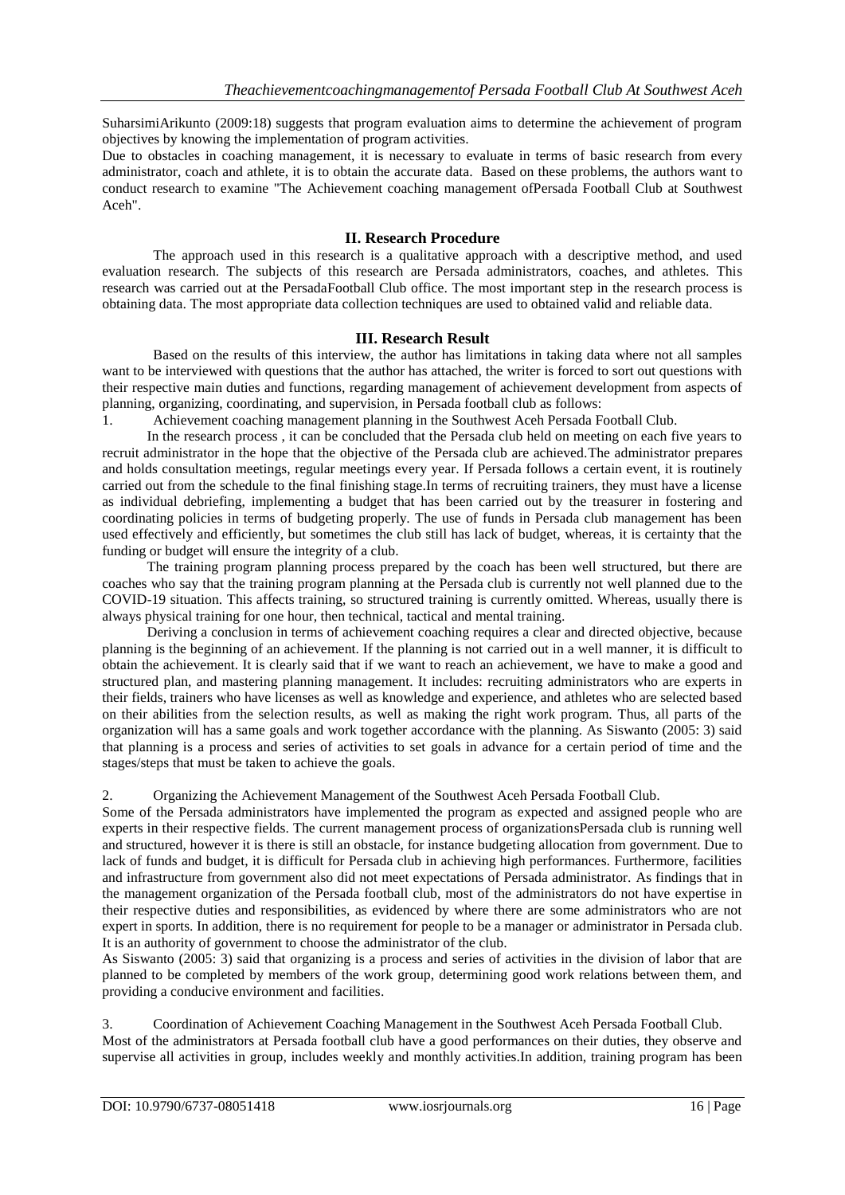SuharsimiArikunto (2009:18) suggests that program evaluation aims to determine the achievement of program objectives by knowing the implementation of program activities.

Due to obstacles in coaching management, it is necessary to evaluate in terms of basic research from every administrator, coach and athlete, it is to obtain the accurate data. Based on these problems, the authors want to conduct research to examine "The Achievement coaching management ofPersada Football Club at Southwest Aceh".

## II. Research Procedure

The approach used in this research is a qualitative approach with a descriptive method, and used evaluation research. The subjects of this research are Persada administrators, coaches, and athletes. This research was carried out at the PersadaFootball Club office. The most important step in the research process is obtaining data. The most appropriate data collection techniques are used to obtained valid and reliable data.

## III. Research Result

Based on the results of this interview, the author has limitations in taking data where not all samples want to be interviewed with questions that the author has attached, the writer is forced to sort out questions with their respective main duties and functions, regarding management of achievement development from aspects of planning, organizing, coordinating, and supervision, in Persada football club as follows:

1. Achievement coaching management planning in the Southwest Aceh Persada Football Club.

In the research process , it can be concluded that the Persada club held on meeting on each five years to recruit administrator in the hope that the objective of the Persada club are achieved.The administrator prepares and holds consultation meetings, regular meetings every year. If Persada follows a certain event, it is routinely carried out from the schedule to the final finishing stage.In terms of recruiting trainers, they must have a license as individual debriefing, implementing a budget that has been carried out by the treasurer in fostering and coordinating policies in terms of budgeting properly. The use of funds in Persada club management has been used effectively and efficiently, but sometimes the club still has lack of budget, whereas, it is certainty that the funding or budget will ensure the integrity of a club.

The training program planning process prepared by the coach has been well structured, but there are coaches who say that the training program planning at the Persada club is currently not well planned due to the COVID-19 situation. This affects training, so structured training is currently omitted. Whereas, usually there is always physical training for one hour, then technical, tactical and mental training.

Deriving a conclusion in terms of achievement coaching requires a clear and directed objective, because planning is the beginning of an achievement. If the planning is not carried out in a well manner, it is difficult to obtain the achievement. It is clearly said that if we want to reach an achievement, we have to make a good and structured plan, and mastering planning management. It includes: recruiting administrators who are experts in their fields, trainers who have licenses as well as knowledge and experience, and athletes who are selected based on their abilities from the selection results, as well as making the right work program. Thus, all parts of the organization will has a same goals and work together accordance with the planning. As Siswanto (2005: 3) said that planning is a process and series of activities to set goals in advance for a certain period of time and the stages/steps that must be taken to achieve the goals.

2. Organizing the Achievement Management of the Southwest Aceh Persada Football Club.

Some of the Persada administrators have implemented the program as expected and assigned people who are experts in their respective fields. The current management process of organizationsPersada club is running well and structured, however it is there is still an obstacle, for instance budgeting allocation from government. Due to lack of funds and budget, it is difficult for Persada club in achieving high performances. Furthermore, facilities and infrastructure from government also did not meet expectations of Persada administrator. As findings that in the management organization of the Persada football club, most of the administrators do not have expertise in their respective duties and responsibilities, as evidenced by where there are some administrators who are not expert in sports. In addition, there is no requirement for people to be a manager or administrator in Persada club. It is an authority of government to choose the administrator of the club.

As Siswanto (2005: 3) said that organizing is a process and series of activities in the division of labor that are planned to be completed by members of the work group, determining good work relations between them, and providing a conducive environment and facilities.

3. Coordination of Achievement Coaching Management in the Southwest Aceh Persada Football Club.

Most of the administrators at Persada football club have a good performances on their duties, they observe and supervise all activities in group, includes weekly and monthly activities.In addition, training program has been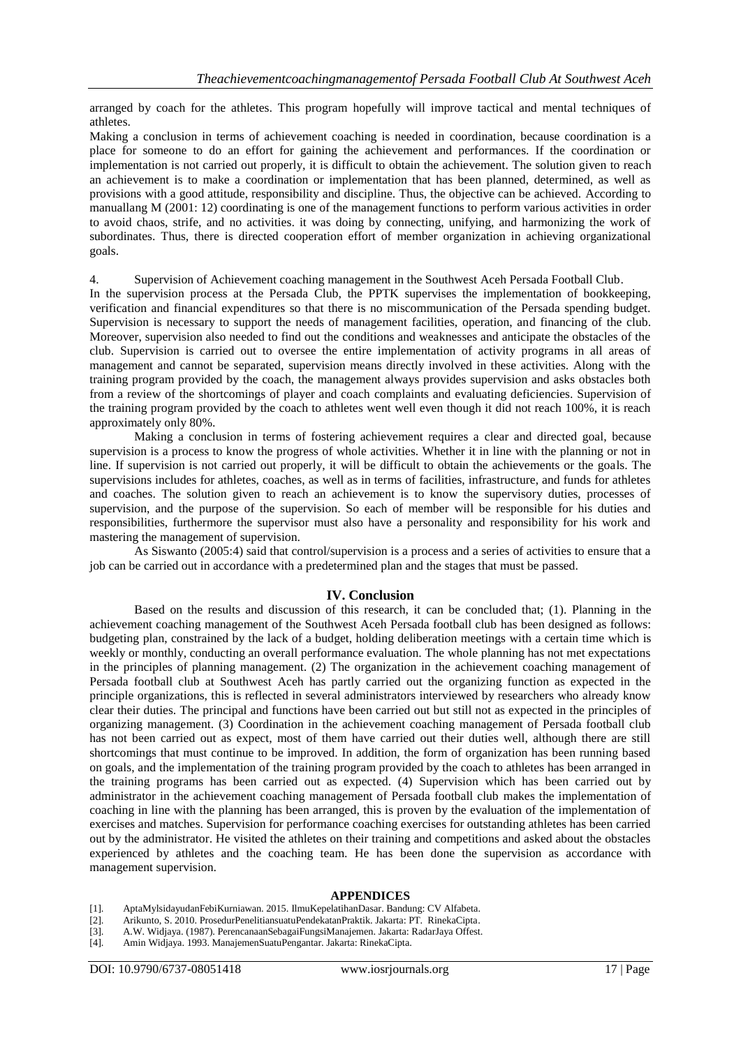arranged by coach for the athletes. This program hopefully will improve tactical and mental techniques of athletes.

Making a conclusion in terms of achievement coaching is needed in coordination, because coordination is a place for someone to do an effort for gaining the achievement and performances. If the coordination or implementation is not carried out properly, it is difficult to obtain the achievement. The solution given to reach an achievement is to make a coordination or implementation that has been planned, determined, as well as provisions with a good attitude, responsibility and discipline. Thus, the objective can be achieved. According to manuallang M (2001: 12) coordinating is one of the management functions to perform various activities in order to avoid chaos, strife, and no activities. it was doing by connecting, unifying, and harmonizing the work of subordinates. Thus, there is directed cooperation effort of member organization in achieving organizational goals.

4. Supervision of Achievement coaching management in the Southwest Aceh Persada Football Club.

In the supervision process at the Persada Club, the PPTK supervises the implementation of bookkeeping, verification and financial expenditures so that there is no miscommunication of the Persada spending budget. Supervision is necessary to support the needs of management facilities, operation, and financing of the club. Moreover, supervision also needed to find out the conditions and weaknesses and anticipate the obstacles of the club. Supervision is carried out to oversee the entire implementation of activity programs in all areas of management and cannot be separated, supervision means directly involved in these activities. Along with the training program provided by the coach, the management always provides supervision and asks obstacles both from a review of the shortcomings of player and coach complaints and evaluating deficiencies. Supervision of the training program provided by the coach to athletes went well even though it did not reach 100%, it is reach approximately only 80%.

Making a conclusion in terms of fostering achievement requires a clear and directed goal, because supervision is a process to know the progress of whole activities. Whether it in line with the planning or not in line. If supervision is not carried out properly, it will be difficult to obtain the achievements or the goals. The supervisions includes for athletes, coaches, as well as in terms of facilities, infrastructure, and funds for athletes and coaches. The solution given to reach an achievement is to know the supervisory duties, processes of supervision, and the purpose of the supervision. So each of member will be responsible for his duties and responsibilities, furthermore the supervisor must also have a personality and responsibility for his work and mastering the management of supervision.

As Siswanto (2005:4) said that control/supervision is a process and a series of activities to ensure that a job can be carried out in accordance with a predetermined plan and the stages that must be passed.

## IV. Conclusion

Based on the results and discussion of this research, it can be concluded that; (1). Planning in the achievement coaching management of the Southwest Aceh Persada football club has been designed as follows: budgeting plan, constrained by the lack of a budget, holding deliberation meetings with a certain time which is weekly or monthly, conducting an overall performance evaluation. The whole planning has not met expectations in the principles of planning management. (2) The organization in the achievement coaching management of Persada football club at Southwest Aceh has partly carried out the organizing function as expected in the principle organizations, this is reflected in several administrators interviewed by researchers who already know clear their duties. The principal and functions have been carried out but still not as expected in the principles of organizing management. (3) Coordination in the achievement coaching management of Persada football club has not been carried out as expect, most of them have carried out their duties well, although there are still shortcomings that must continue to be improved. In addition, the form of organization has been running based on goals, and the implementation of the training program provided by the coach to athletes has been arranged in the training programs has been carried out as expected. (4) Supervision which has been carried out by administrator in the achievement coaching management of Persada football club makes the implementation of coaching in line with the planning has been arranged, this is proven by the evaluation of the implementation of exercises and matches. Supervision for performance coaching exercises for outstanding athletes has been carried out by the administrator. He visited the athletes on their training and competitions and asked about the obstacles experienced by athletes and the coaching team. He has been done the supervision as accordance with management supervision.

## APPENDICES

[1]. AptaMylsidayudanFebiKurniawan. 2015. IlmuKepelatihanDasar. Bandung: CV Alfabeta.
[2]. Arikunto, S. 2010. ProsedurPenelitiansuatuPendekatanPraktik. Jakarta: PT. RinekaCipta.
[3]. A.W. Widjaya. (1987). PerencanaanSebagaiFungsiManajemen. Jakarta: RadarJaya Offest.
[4]. Amin Widjaya. 1993. ManajemenSuatuPengantar. Jakarta: RinekaCipta.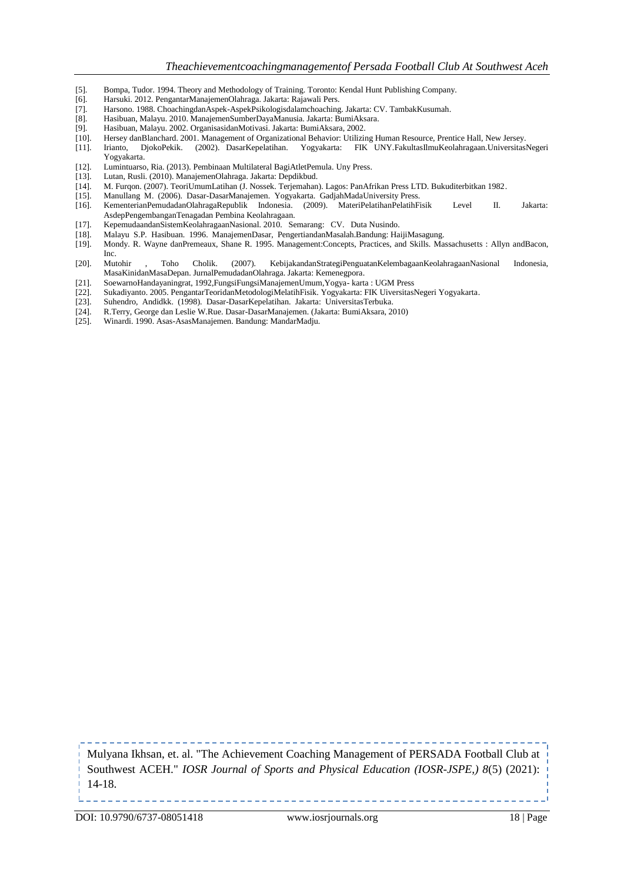[5]. Bompa, Tudor. 1994. Theory and Methodology of Training. Toronto: Kendal Hunt Publishing Company.

[6]. Harsuki. 2012. PengantarManajemenOlahraga. Jakarta: Rajawali Pers.

[7]. Harsono. 1988. ChoachingdanAspek-AspekPsikologisdalamchoaching. Jakarta: CV. TambakKusumah.

[8]. Hasibuan, Malayu. 2010. ManajemenSumberDayaManusia. Jakarta: BumiAksara.

[9]. Hasibuan, Malayu. 2002. OrganisasidanMotivasi. Jakarta: BumiAksara, 2002.

[10]. Hersey danBlanchard. 2001. Management of Organizational Behavior: Utilizing Human Resource, Prentice Hall, New Jersey.

[11]. Irianto, DjokoPekik. (2002). DasarKepelatihan. Yogyakarta: FIK UNY.FakultasIlmuKeolahragaan.UniversitasNegeri Yogyakarta.

[12]. Lumintuarso, Ria. (2013). Pembinaan Multilateral BagiAtletPemula. Uny Press.

[13]. Lutan, Rusli. (2010). ManajemenOlahraga. Jakarta: Depdikbud.

[14]. M. Furqon. (2007). TeoriUmumLatihan (J. Nossek. Terjemahan). Lagos: PanAfrikan Press LTD. Bukuditerbitkan 1982.

[15]. Manullang M. (2006). Dasar-DasarManajemen. Yogyakarta. GadjahMadaUniversity Press.

[16]. KementerianPemudadanOlahragaRepublik Indonesia. (2009). MateriPelatihanPelatihFisik Level II. Jakarta: AsdepPengembanganTenagadan Pembina Keolahragaan.

[17]. KepemudaandanSistemKeolahragaanNasional. 2010. Semarang: CV. Duta Nusindo.

[18]. Malayu S.P. Hasibuan. 1996. ManajemenDasar, PengertiandanMasalah.Bandung: HaijiMasagung.

[19]. Mondy. R. Wayne danPremeaux, Shane R. 1995. Management:Concepts, Practices, and Skills. Massachusetts : Allyn andBacon, Inc.

[20]. Mutohir , Toho Cholik. (2007). KebijakandanStrategiPenguatanKelembagaanKeolahragaanNasional Indonesia, MasaKinidanMasaDepan. JurnalPemudadanOlahraga. Jakarta: Kemenegpora.

[21]. SoewarnoHandayaningrat, 1992,FungsiFungsiManajemenUmum,Yogya- karta : UGM Press

[22]. Sukadiyanto. 2005. PengantarTeoridanMetodologiMelatihFisik. Yogyakarta: FIK UiversitasNegeri Yogyakarta.

[23]. Suhendro, Andidkk. (1998). Dasar-DasarKepelatihan. Jakarta: UniversitasTerbuka.

[24]. R.Terry, George dan Leslie W.Rue. Dasar-DasarManajemen. (Jakarta: BumiAksara, 2010)

[25]. Winardi. 1990. Asas-AsasManajemen. Bandung: MandarMadju.

Mulyana Ikhsan, et. al. "The Achievement Coaching Management of PERSADA Football Club at Southwest ACEH." *IOSR Journal of Sports and Physical Education (IOSR-JSPE,) 8*(5) (2021): 14-18.